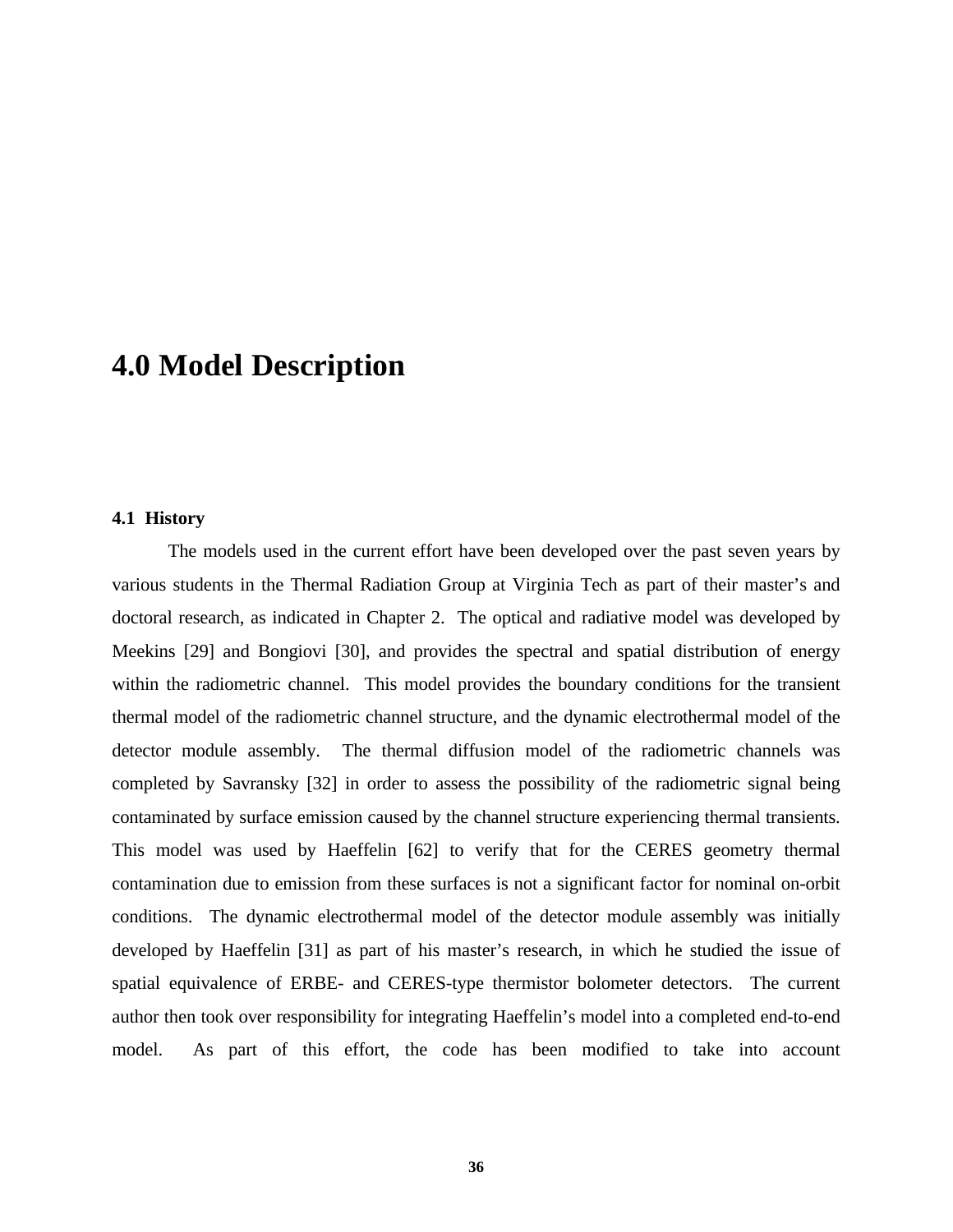# 4.0 Model Description

### 4.1 History

The models used in the current effort have been developed over the past seven years by various students in the Thermal Radiation Group at Virginia Tech as part of their master's and doctoral research, as indicated in Chapter 2. The optical and radiative model was developed by Meekins [29] and Bongiovi [30], and provides the spectral and spatial distribution of energy within the radiometric channel. This model provides the boundary conditions for the transient thermal model of the radiometric channel structure, and the dynamic electrothermal model of the detector module assembly. The thermal diffusion model of the radiometric channels was completed by Savransky [32] in order to assess the possibility of the radiometric signal being contaminated by surface emission caused by the channel structure experiencing thermal transients. This model was used by Haeffelin [62] to verify that for the CERES geometry thermal contamination due to emission from these surfaces is not a significant factor for nominal on-orbit conditions. The dynamic electrothermal model of the detector module assembly was initially developed by Haeffelin [31] as part of his master's research, in which he studied the issue of spatial equivalence of ERBE- and CERES-type thermistor bolometer detectors. The current author then took over responsibility for integrating Haeffelin's model into a completed end-to-end model. As part of this effort, the code has been modified to take into account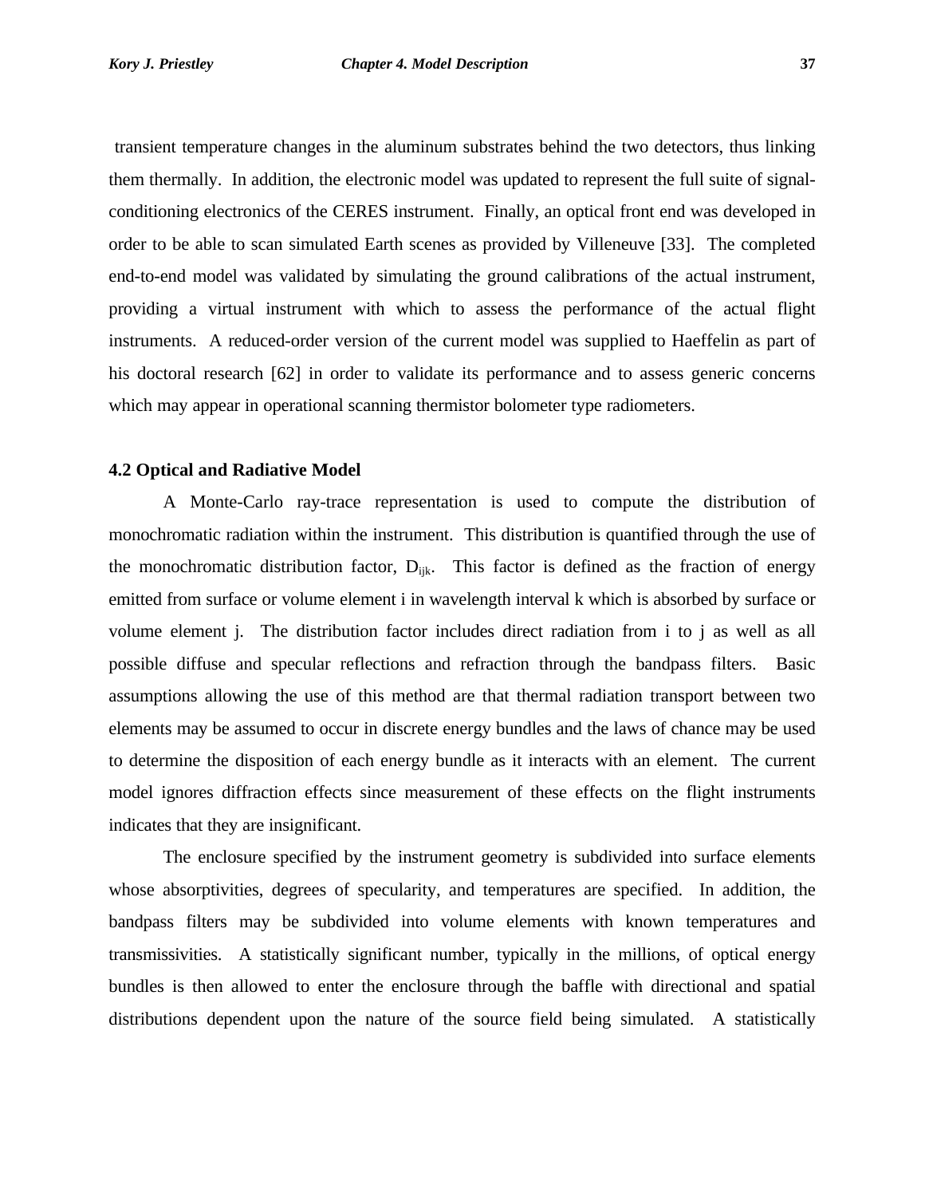transient temperature changes in the aluminum substrates behind the two detectors, thus linking them thermally. In addition, the electronic model was updated to represent the full suite of signal-conditioning electronics of the CERES instrument. Finally, an optical front end was developed in order to be able to scan simulated Earth scenes as provided by Villeneuve [33]. The completed end-to-end model was validated by simulating the ground calibrations of the actual instrument, providing a virtual instrument with which to assess the performance of the actual flight instruments. A reduced-order version of the current model was supplied to Haeffelin as part of his doctoral research [62] in order to validate its performance and to assess generic concerns which may appear in operational scanning thermistor bolometer type radiometers.

**4.2 Optical and Radiative Model**

A Monte-Carlo ray-trace representation is used to compute the distribution of monochromatic radiation within the instrument. This distribution is quantified through the use of the monochromatic distribution factor, $D_{ijk}$. This factor is defined as the fraction of energy emitted from surface or volume element i in wavelength interval k which is absorbed by surface or volume element j. The distribution factor includes direct radiation from i to j as well as all possible diffuse and specular reflections and refraction through the bandpass filters. Basic assumptions allowing the use of this method are that thermal radiation transport between two elements may be assumed to occur in discrete energy bundles and the laws of chance may be used to determine the disposition of each energy bundle as it interacts with an element. The current model ignores diffraction effects since measurement of these effects on the flight instruments indicates that they are insignificant.

The enclosure specified by the instrument geometry is subdivided into surface elements whose absorptivities, degrees of specularity, and temperatures are specified. In addition, the bandpass filters may be subdivided into volume elements with known temperatures and transmissivities. A statistically significant number, typically in the millions, of optical energy bundles is then allowed to enter the enclosure through the baffle with directional and spatial distributions dependent upon the nature of the source field being simulated. A statistically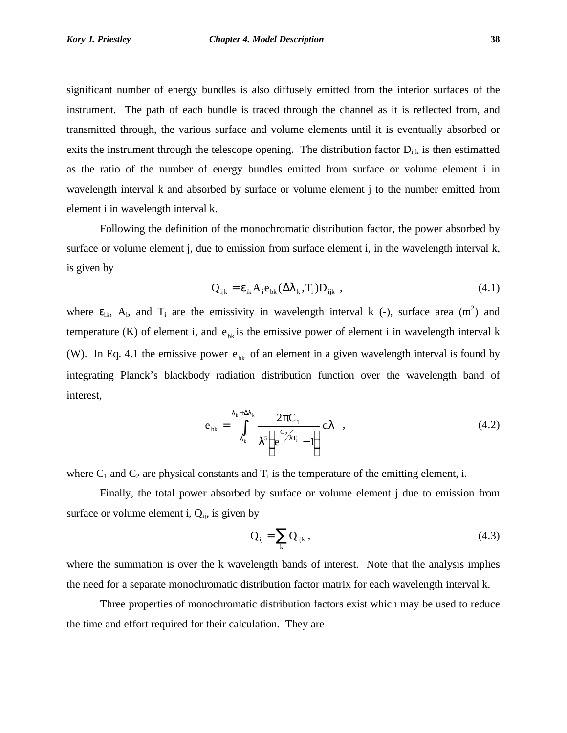significant number of energy bundles is also diffusely emitted from the interior surfaces of the instrument. The path of each bundle is traced through the channel as it is reflected from, and transmitted through, the various surface and volume elements until it is eventually absorbed or exits the instrument through the telescope opening. The distribution factor $D_{ijk}$ is then estimatted as the ratio of the number of energy bundles emitted from surface or volume element i in wavelength interval k and absorbed by surface or volume element j to the number emitted from element i in wavelength interval k.

Following the definition of the monochromatic distribution factor, the power absorbed by surface or volume element j, due to emission from surface element i, in the wavelength interval k, is given by

$$Q_{ijk} = \varepsilon_{ik} A_i e_{bk} (\Delta\lambda_k, T_i) D_{ijk} \;, \tag{4.1}$$

where $\varepsilon_{ik}$, $A_i$, and $T_i$ are the emissivity in wavelength interval k (-), surface area ($m^2$) and temperature (K) of element i, and $e_{bk}$ is the emissive power of element i in wavelength interval k (W). In Eq. 4.1 the emissive power $e_{bk}$ of an element in a given wavelength interval is found by integrating Planck's blackbody radiation distribution function over the wavelength band of interest,

$$e_{bk} = \int_{\lambda_k}^{\lambda_k + \Delta\lambda_k} \frac{2\pi C_1}{\lambda^5 \left( e^{C_2 / \lambda T_i} - 1 \right)} d\lambda \;, \tag{4.2}$$

where $C_1$ and $C_2$ are physical constants and $T_i$ is the temperature of the emitting element, i.

Finally, the total power absorbed by surface or volume element j due to emission from surface or volume element i, $Q_{ij}$, is given by

$$Q_{ij} = \sum_k Q_{ijk} \;, \tag{4.3}$$

where the summation is over the k wavelength bands of interest. Note that the analysis implies the need for a separate monochromatic distribution factor matrix for each wavelength interval k.

Three properties of monochromatic distribution factors exist which may be used to reduce the time and effort required for their calculation. They are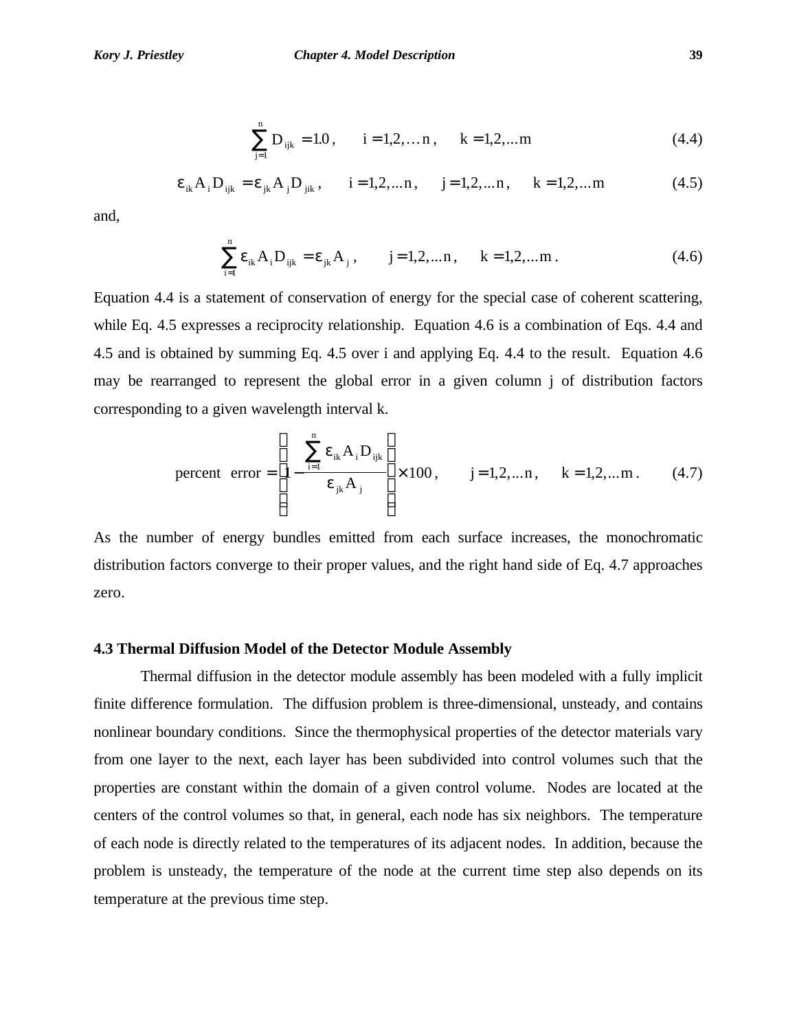$$\sum_{j=1}^{n} D_{ijk} = 1.0\,, \qquad i = 1,2,\ldots n\,, \qquad k = 1,2,\ldots m \tag{4.4}$$

$$\varepsilon_{ik} A_i D_{ijk} = \varepsilon_{jk} A_j D_{jik}\,, \qquad i = 1,2,\ldots n\,, \qquad j = 1,2,\ldots n\,, \qquad k = 1,2,\ldots m \tag{4.5}$$

and,

$$\sum_{i=1}^{n} \varepsilon_{ik} A_i D_{ijk} = \varepsilon_{jk} A_j\,, \qquad j = 1,2,\ldots n\,, \qquad k = 1,2,\ldots m\,. \tag{4.6}$$

Equation 4.4 is a statement of conservation of energy for the special case of coherent scattering, while Eq. 4.5 expresses a reciprocity relationship. Equation 4.6 is a combination of Eqs. 4.4 and 4.5 and is obtained by summing Eq. 4.5 over i and applying Eq. 4.4 to the result. Equation 4.6 may be rearranged to represent the global error in a given column j of distribution factors corresponding to a given wavelength interval k.

$$\text{percent error} = \left( 1 - \frac{\sum_{i=1}^{n} \varepsilon_{ik} A_i D_{ijk}}{\varepsilon_{jk} A_j} \right) \times 100\,, \qquad j = 1,2,\ldots n\,, \qquad k = 1,2,\ldots m\,. \tag{4.7}$$

As the number of energy bundles emitted from each surface increases, the monochromatic distribution factors converge to their proper values, and the right hand side of Eq. 4.7 approaches zero.

### 4.3 Thermal Diffusion Model of the Detector Module Assembly

Thermal diffusion in the detector module assembly has been modeled with a fully implicit finite difference formulation. The diffusion problem is three-dimensional, unsteady, and contains nonlinear boundary conditions. Since the thermophysical properties of the detector materials vary from one layer to the next, each layer has been subdivided into control volumes such that the properties are constant within the domain of a given control volume. Nodes are located at the centers of the control volumes so that, in general, each node has six neighbors. The temperature of each node is directly related to the temperatures of its adjacent nodes. In addition, because the problem is unsteady, the temperature of the node at the current time step also depends on its temperature at the previous time step.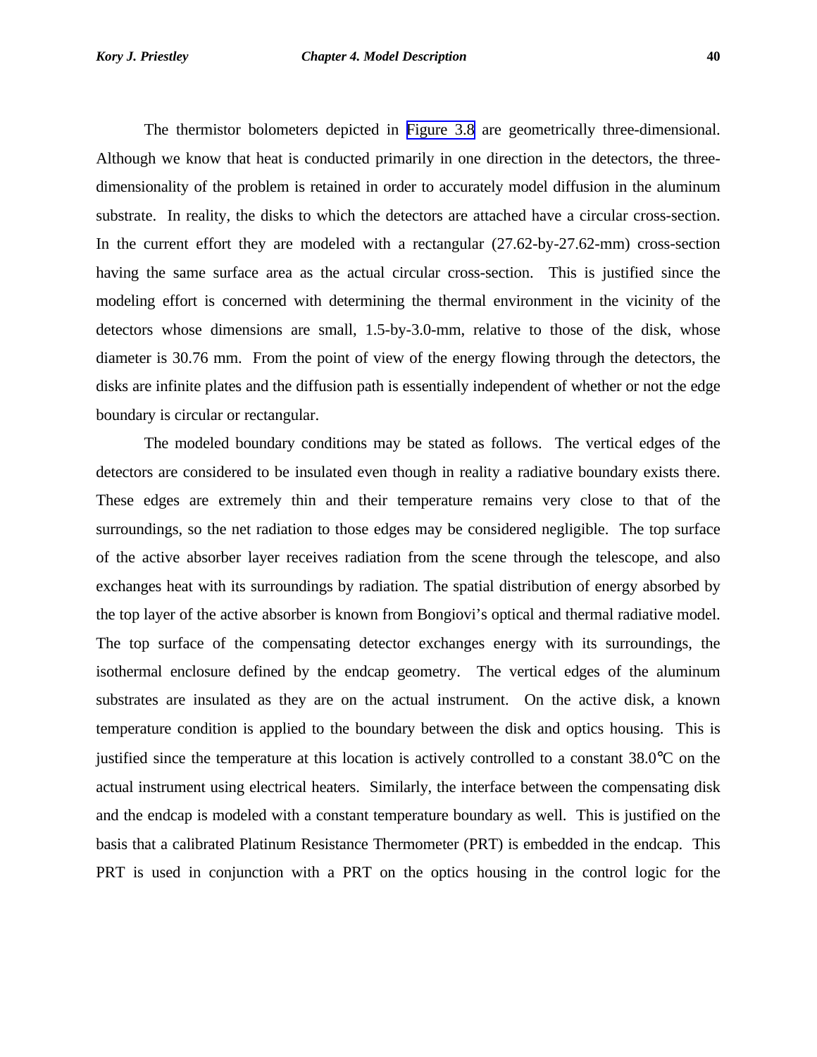The thermistor bolometers depicted in Figure 3.8 are geometrically three-dimensional. Although we know that heat is conducted primarily in one direction in the detectors, the three-dimensionality of the problem is retained in order to accurately model diffusion in the aluminum substrate. In reality, the disks to which the detectors are attached have a circular cross-section. In the current effort they are modeled with a rectangular (27.62-by-27.62-mm) cross-section having the same surface area as the actual circular cross-section. This is justified since the modeling effort is concerned with determining the thermal environment in the vicinity of the detectors whose dimensions are small, 1.5-by-3.0-mm, relative to those of the disk, whose diameter is 30.76 mm. From the point of view of the energy flowing through the detectors, the disks are infinite plates and the diffusion path is essentially independent of whether or not the edge boundary is circular or rectangular.

The modeled boundary conditions may be stated as follows. The vertical edges of the detectors are considered to be insulated even though in reality a radiative boundary exists there. These edges are extremely thin and their temperature remains very close to that of the surroundings, so the net radiation to those edges may be considered negligible. The top surface of the active absorber layer receives radiation from the scene through the telescope, and also exchanges heat with its surroundings by radiation. The spatial distribution of energy absorbed by the top layer of the active absorber is known from Bongiovi's optical and thermal radiative model. The top surface of the compensating detector exchanges energy with its surroundings, the isothermal enclosure defined by the endcap geometry. The vertical edges of the aluminum substrates are insulated as they are on the actual instrument. On the active disk, a known temperature condition is applied to the boundary between the disk and optics housing. This is justified since the temperature at this location is actively controlled to a constant 38.0°C on the actual instrument using electrical heaters. Similarly, the interface between the compensating disk and the endcap is modeled with a constant temperature boundary as well. This is justified on the basis that a calibrated Platinum Resistance Thermometer (PRT) is embedded in the endcap. This PRT is used in conjunction with a PRT on the optics housing in the control logic for the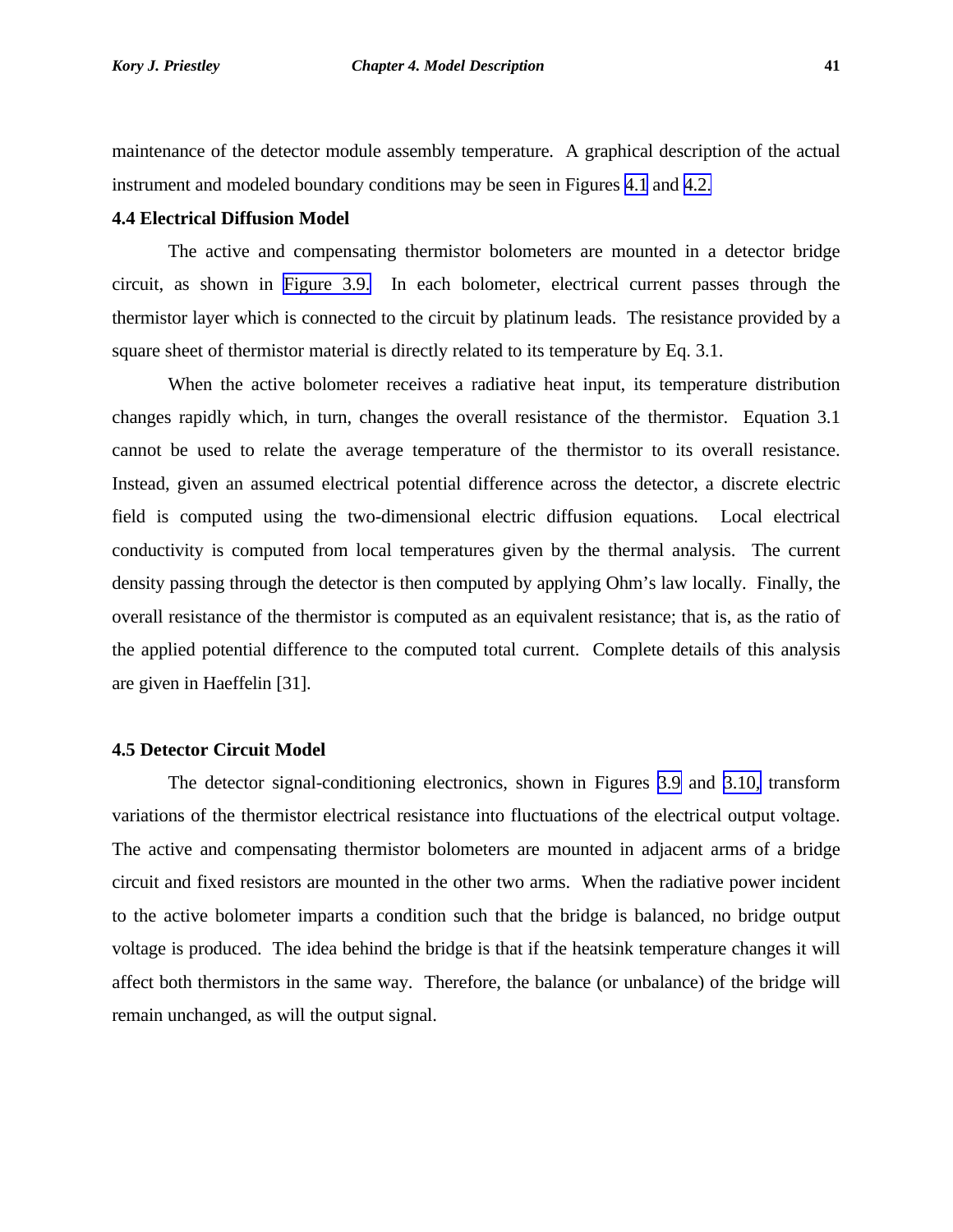maintenance of the detector module assembly temperature. A graphical description of the actual instrument and modeled boundary conditions may be seen in Figures 4.1 and 4.2.

### 4.4 Electrical Diffusion Model

The active and compensating thermistor bolometers are mounted in a detector bridge circuit, as shown in Figure 3.9. In each bolometer, electrical current passes through the thermistor layer which is connected to the circuit by platinum leads. The resistance provided by a square sheet of thermistor material is directly related to its temperature by Eq. 3.1.

When the active bolometer receives a radiative heat input, its temperature distribution changes rapidly which, in turn, changes the overall resistance of the thermistor. Equation 3.1 cannot be used to relate the average temperature of the thermistor to its overall resistance. Instead, given an assumed electrical potential difference across the detector, a discrete electric field is computed using the two-dimensional electric diffusion equations. Local electrical conductivity is computed from local temperatures given by the thermal analysis. The current density passing through the detector is then computed by applying Ohm's law locally. Finally, the overall resistance of the thermistor is computed as an equivalent resistance; that is, as the ratio of the applied potential difference to the computed total current. Complete details of this analysis are given in Haeffelin [31].

### 4.5 Detector Circuit Model

The detector signal-conditioning electronics, shown in Figures 3.9 and 3.10, transform variations of the thermistor electrical resistance into fluctuations of the electrical output voltage. The active and compensating thermistor bolometers are mounted in adjacent arms of a bridge circuit and fixed resistors are mounted in the other two arms. When the radiative power incident to the active bolometer imparts a condition such that the bridge is balanced, no bridge output voltage is produced. The idea behind the bridge is that if the heatsink temperature changes it will affect both thermistors in the same way. Therefore, the balance (or unbalance) of the bridge will remain unchanged, as will the output signal.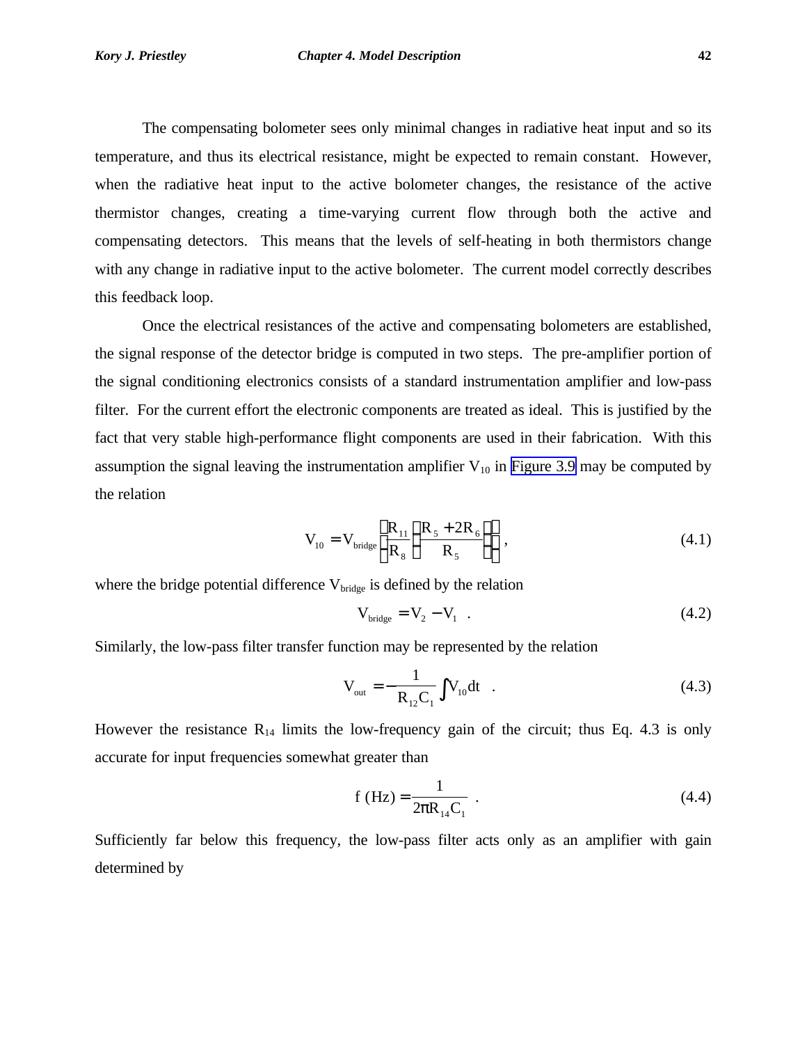The compensating bolometer sees only minimal changes in radiative heat input and so its temperature, and thus its electrical resistance, might be expected to remain constant. However, when the radiative heat input to the active bolometer changes, the resistance of the active thermistor changes, creating a time-varying current flow through both the active and compensating detectors. This means that the levels of self-heating in both thermistors change with any change in radiative input to the active bolometer. The current model correctly describes this feedback loop.

Once the electrical resistances of the active and compensating bolometers are established, the signal response of the detector bridge is computed in two steps. The pre-amplifier portion of the signal conditioning electronics consists of a standard instrumentation amplifier and low-pass filter. For the current effort the electronic components are treated as ideal. This is justified by the fact that very stable high-performance flight components are used in their fabrication. With this assumption the signal leaving the instrumentation amplifier $V_{10}$ in Figure 3.9 may be computed by the relation

$$V_{10} = V_{bridge}\left(\frac{R_{11}}{R_8}\left(\frac{R_5 + 2R_6}{R_5}\right)\right) , \tag{4.1}$$

where the bridge potential difference $V_{bridge}$ is defined by the relation

$$V_{bridge} = V_2 - V_1 \quad . \tag{4.2}$$

Similarly, the low-pass filter transfer function may be represented by the relation

$$V_{out} = -\frac{1}{R_{12}C_1}\int V_{10}dt \quad . \tag{4.3}$$

However the resistance $R_{14}$ limits the low-frequency gain of the circuit; thus Eq. 4.3 is only accurate for input frequencies somewhat greater than

$$f\ (Hz) = \frac{1}{2\pi R_{14}C_1} \quad . \tag{4.4}$$

Sufficiently far below this frequency, the low-pass filter acts only as an amplifier with gain determined by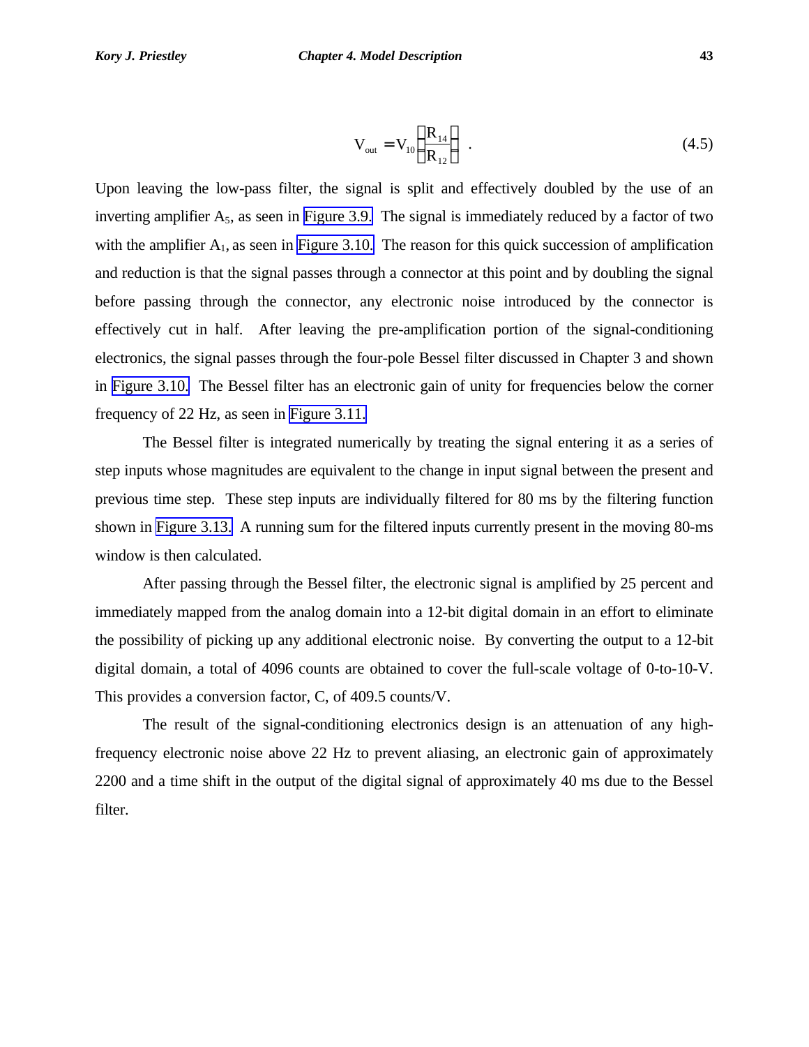$$V_{out} = V_{10}\left(\frac{R_{14}}{R_{12}}\right) \quad . \tag{4.5}$$

Upon leaving the low-pass filter, the signal is split and effectively doubled by the use of an inverting amplifier $A_5$, as seen in Figure 3.9. The signal is immediately reduced by a factor of two with the amplifier $A_1$, as seen in Figure 3.10. The reason for this quick succession of amplification and reduction is that the signal passes through a connector at this point and by doubling the signal before passing through the connector, any electronic noise introduced by the connector is effectively cut in half. After leaving the pre-amplification portion of the signal-conditioning electronics, the signal passes through the four-pole Bessel filter discussed in Chapter 3 and shown in Figure 3.10. The Bessel filter has an electronic gain of unity for frequencies below the corner frequency of 22 Hz, as seen in Figure 3.11.

The Bessel filter is integrated numerically by treating the signal entering it as a series of step inputs whose magnitudes are equivalent to the change in input signal between the present and previous time step. These step inputs are individually filtered for 80 ms by the filtering function shown in Figure 3.13. A running sum for the filtered inputs currently present in the moving 80-ms window is then calculated.

After passing through the Bessel filter, the electronic signal is amplified by 25 percent and immediately mapped from the analog domain into a 12-bit digital domain in an effort to eliminate the possibility of picking up any additional electronic noise. By converting the output to a 12-bit digital domain, a total of 4096 counts are obtained to cover the full-scale voltage of 0-to-10-V. This provides a conversion factor, C, of 409.5 counts/V.

The result of the signal-conditioning electronics design is an attenuation of any high-frequency electronic noise above 22 Hz to prevent aliasing, an electronic gain of approximately 2200 and a time shift in the output of the digital signal of approximately 40 ms due to the Bessel filter.